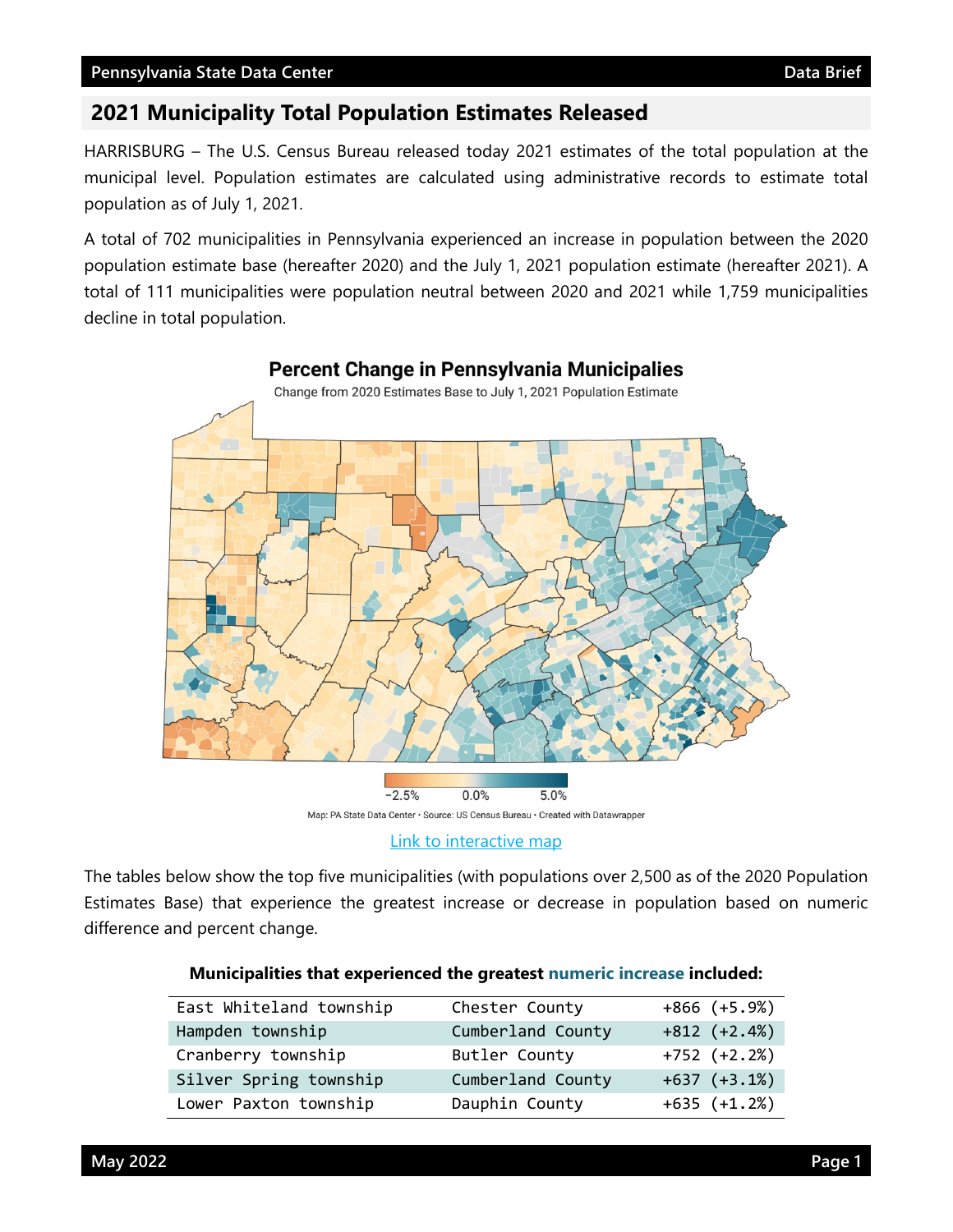## 2021 Municipality Total Population Estimates Released

HARRISBURG – The U.S. Census Bureau released today 2021 estimates of the total population at the municipal level. Population estimates are calculated using administrative records to estimate total population as of July 1, 2021.

A total of 702 municipalities in Pennsylvania experienced an increase in population between the 2020 population estimate base (hereafter 2020) and the July 1, 2021 population estimate (hereafter 2021). A total of 111 municipalities were population neutral between 2020 and 2021 while 1,759 municipalities decline in total population.

**Percent Change in Pennsylvania Municipalies**

Change from 2020 Estimates Base to July 1, 2021 Population Estimate

−2.5% 0.0% 5.0%

Map: PA State Data Center • Source: US Census Bureau • Created with Datawrapper

[Link to interactive map]

The tables below show the top five municipalities (with populations over 2,500 as of the 2020 Population Estimates Base) that experience the greatest increase or decrease in population based on numeric difference and percent change.

**Municipalities that experienced the greatest numeric increase included:**

| Municipality | County | Change |
|---|---|---|
| East Whiteland township | Chester County | +866 (+5.9%) |
| Hampden township | Cumberland County | +812 (+2.4%) |
| Cranberry township | Butler County | +752 (+2.2%) |
| Silver Spring township | Cumberland County | +637 (+3.1%) |
| Lower Paxton township | Dauphin County | +635 (+1.2%) |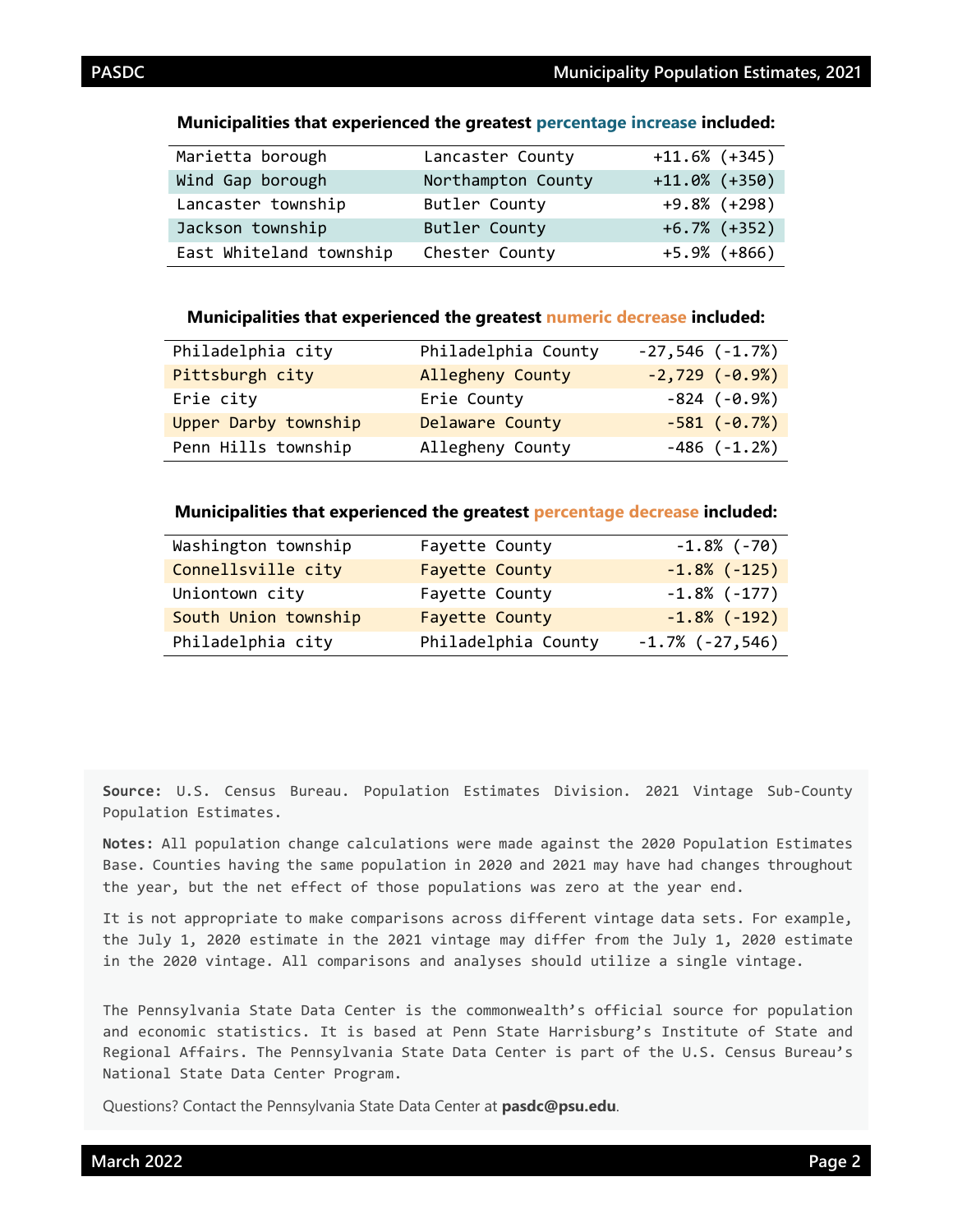**Municipalities that experienced the greatest percentage increase included:**

| | | |
|---|---|---|
| Marietta borough | Lancaster County | +11.6% (+345) |
| Wind Gap borough | Northampton County | +11.0% (+350) |
| Lancaster township | Butler County | +9.8% (+298) |
| Jackson township | Butler County | +6.7% (+352) |
| East Whiteland township | Chester County | +5.9% (+866) |

**Municipalities that experienced the greatest numeric decrease included:**

| | | |
|---|---|---|
| Philadelphia city | Philadelphia County | -27,546 (-1.7%) |
| Pittsburgh city | Allegheny County | -2,729 (-0.9%) |
| Erie city | Erie County | -824 (-0.9%) |
| Upper Darby township | Delaware County | -581 (-0.7%) |
| Penn Hills township | Allegheny County | -486 (-1.2%) |

**Municipalities that experienced the greatest percentage decrease included:**

| | | |
|---|---|---|
| Washington township | Fayette County | -1.8% (-70) |
| Connellsville city | Fayette County | -1.8% (-125) |
| Uniontown city | Fayette County | -1.8% (-177) |
| South Union township | Fayette County | -1.8% (-192) |
| Philadelphia city | Philadelphia County | -1.7% (-27,546) |

**Source:** U.S. Census Bureau. Population Estimates Division. 2021 Vintage Sub-County Population Estimates.

**Notes:** All population change calculations were made against the 2020 Population Estimates Base. Counties having the same population in 2020 and 2021 may have had changes throughout the year, but the net effect of those populations was zero at the year end.

It is not appropriate to make comparisons across different vintage data sets. For example, the July 1, 2020 estimate in the 2021 vintage may differ from the July 1, 2020 estimate in the 2020 vintage. All comparisons and analyses should utilize a single vintage.

The Pennsylvania State Data Center is the commonwealth's official source for population and economic statistics. It is based at Penn State Harrisburg's Institute of State and Regional Affairs. The Pennsylvania State Data Center is part of the U.S. Census Bureau's National State Data Center Program.

Questions? Contact the Pennsylvania State Data Center at **pasdc@psu.edu**.